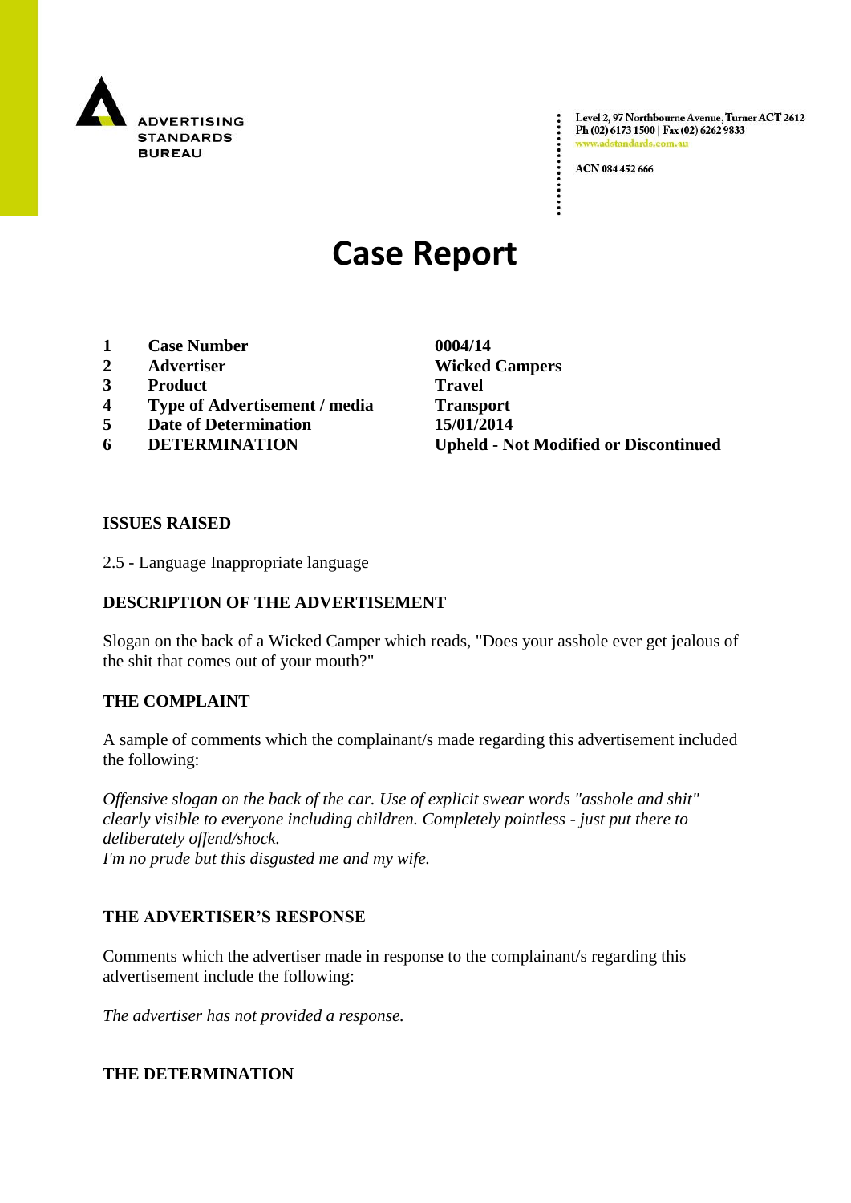ADVERTISING STANDARDS BUREAU

Level 2, 97 Northbourne Avenue, Turner ACT 2612
Ph (02) 6173 1500 | Fax (02) 6262 9833
www.adstandards.com.au

ACN 084 452 666

# Case Report

| | | |
|---|---|---|
| 1 | **Case Number** | **0004/14** |
| 2 | **Advertiser** | **Wicked Campers** |
| 3 | **Product** | **Travel** |
| 4 | **Type of Advertisement / media** | **Transport** |
| 5 | **Date of Determination** | **15/01/2014** |
| 6 | **DETERMINATION** | **Upheld - Not Modified or Discontinued** |

## ISSUES RAISED

2.5 - Language Inappropriate language

## DESCRIPTION OF THE ADVERTISEMENT

Slogan on the back of a Wicked Camper which reads, "Does your asshole ever get jealous of the shit that comes out of your mouth?"

## THE COMPLAINT

A sample of comments which the complainant/s made regarding this advertisement included the following:

*Offensive slogan on the back of the car. Use of explicit swear words "asshole and shit" clearly visible to everyone including children. Completely pointless - just put there to deliberately offend/shock.*
*I'm no prude but this disgusted me and my wife.*

## THE ADVERTISER'S RESPONSE

Comments which the advertiser made in response to the complainant/s regarding this advertisement include the following:

*The advertiser has not provided a response.*

## THE DETERMINATION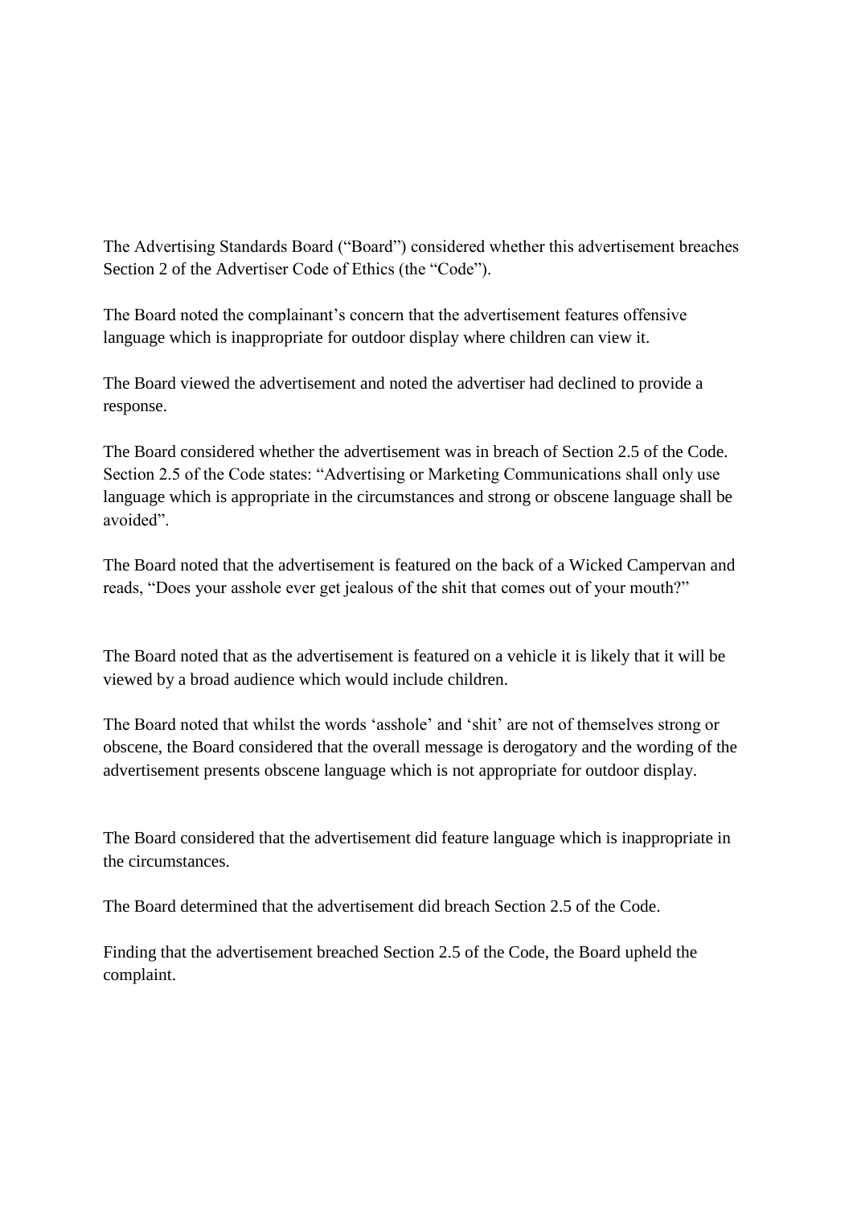The Advertising Standards Board ("Board") considered whether this advertisement breaches Section 2 of the Advertiser Code of Ethics (the "Code").

The Board noted the complainant's concern that the advertisement features offensive language which is inappropriate for outdoor display where children can view it.

The Board viewed the advertisement and noted the advertiser had declined to provide a response.

The Board considered whether the advertisement was in breach of Section 2.5 of the Code. Section 2.5 of the Code states: "Advertising or Marketing Communications shall only use language which is appropriate in the circumstances and strong or obscene language shall be avoided".

The Board noted that the advertisement is featured on the back of a Wicked Campervan and reads, "Does your asshole ever get jealous of the shit that comes out of your mouth?"

The Board noted that as the advertisement is featured on a vehicle it is likely that it will be viewed by a broad audience which would include children.

The Board noted that whilst the words 'asshole' and 'shit' are not of themselves strong or obscene, the Board considered that the overall message is derogatory and the wording of the advertisement presents obscene language which is not appropriate for outdoor display.

The Board considered that the advertisement did feature language which is inappropriate in the circumstances.

The Board determined that the advertisement did breach Section 2.5 of the Code.

Finding that the advertisement breached Section 2.5 of the Code, the Board upheld the complaint.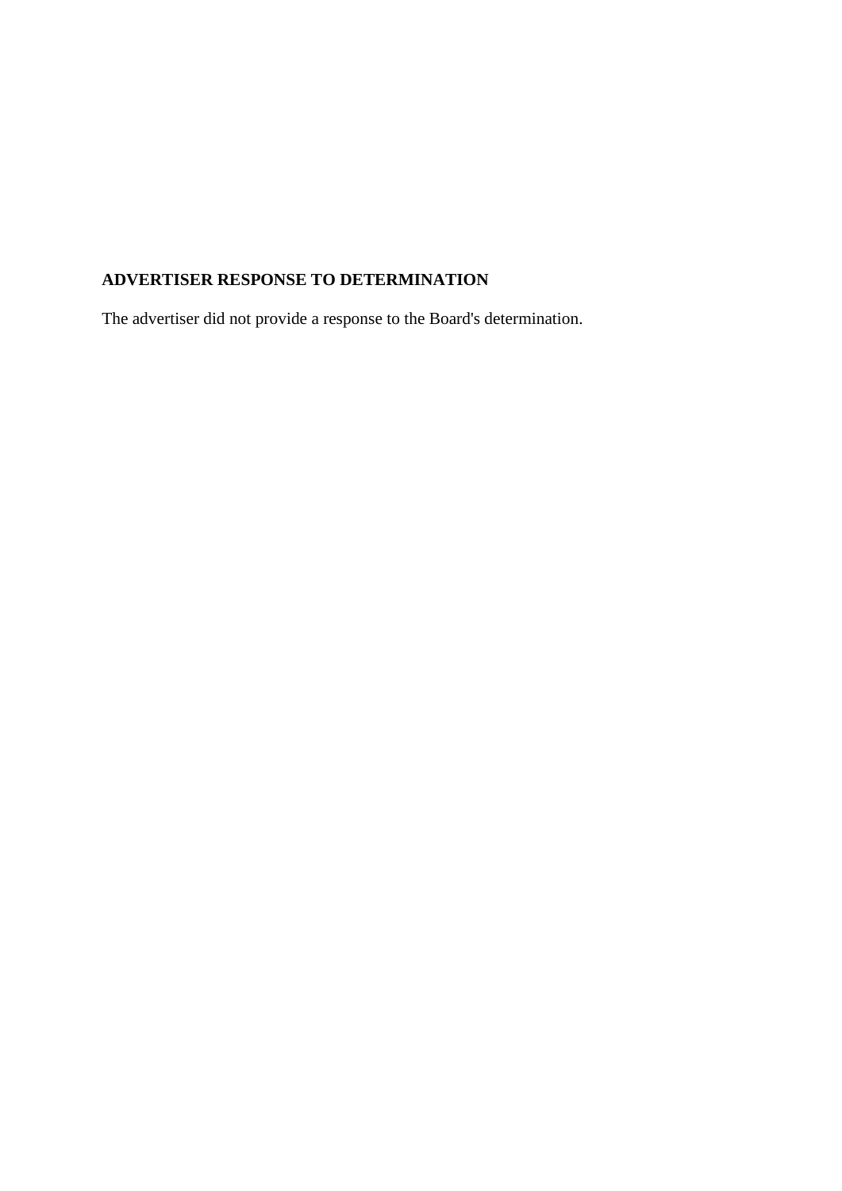**ADVERTISER RESPONSE TO DETERMINATION**

The advertiser did not provide a response to the Board's determination.